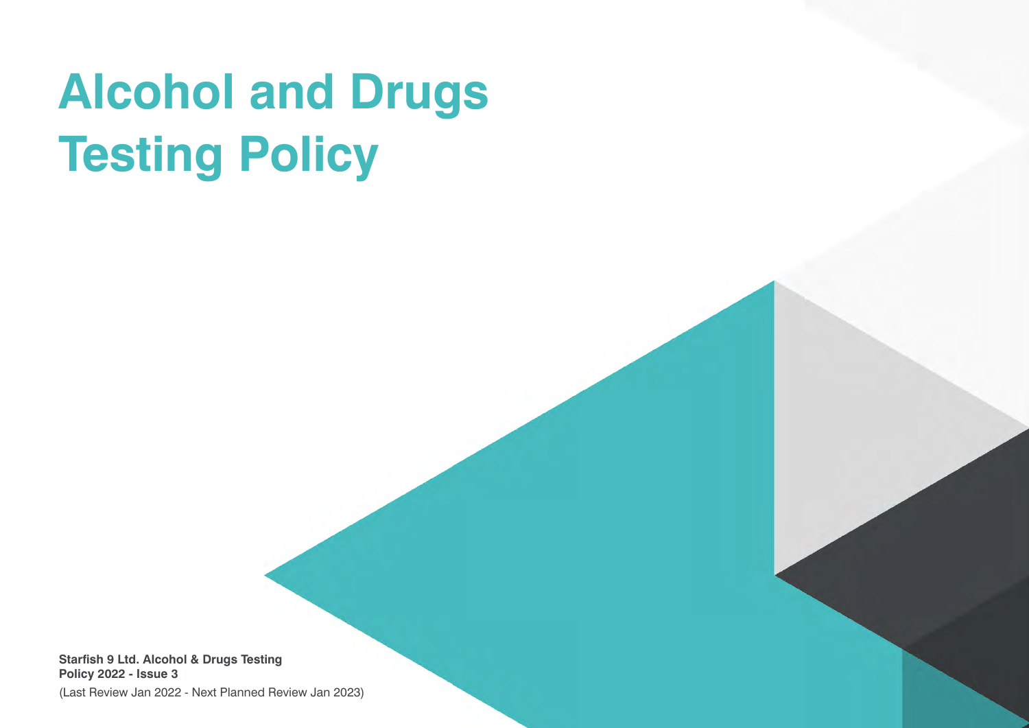# Alcohol and Drugs Testing Policy

**Starfish 9 Ltd. Alcohol & Drugs Testing Policy 2022 - Issue 3**

(Last Review Jan 2022 - Next Planned Review Jan 2023)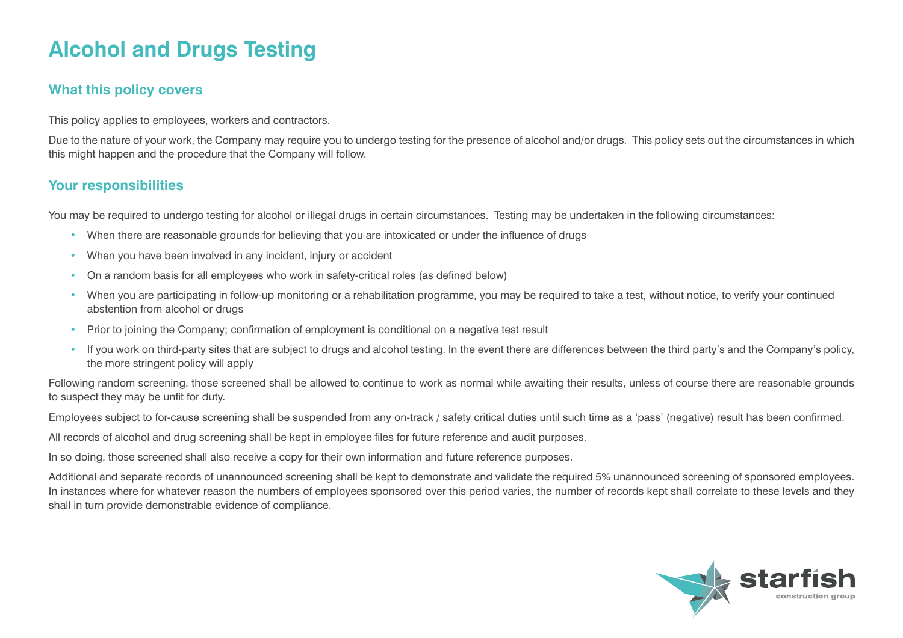# Alcohol and Drugs Testing

## What this policy covers

This policy applies to employees, workers and contractors.

Due to the nature of your work, the Company may require you to undergo testing for the presence of alcohol and/or drugs. This policy sets out the circumstances in which this might happen and the procedure that the Company will follow.

## Your responsibilities

You may be required to undergo testing for alcohol or illegal drugs in certain circumstances. Testing may be undertaken in the following circumstances:

- When there are reasonable grounds for believing that you are intoxicated or under the influence of drugs
- When you have been involved in any incident, injury or accident
- On a random basis for all employees who work in safety-critical roles (as defined below)
- When you are participating in follow-up monitoring or a rehabilitation programme, you may be required to take a test, without notice, to verify your continued abstention from alcohol or drugs
- Prior to joining the Company; confirmation of employment is conditional on a negative test result
- If you work on third-party sites that are subject to drugs and alcohol testing. In the event there are differences between the third party's and the Company's policy, the more stringent policy will apply

Following random screening, those screened shall be allowed to continue to work as normal while awaiting their results, unless of course there are reasonable grounds to suspect they may be unfit for duty.

Employees subject to for-cause screening shall be suspended from any on-track / safety critical duties until such time as a 'pass' (negative) result has been confirmed.

All records of alcohol and drug screening shall be kept in employee files for future reference and audit purposes.

In so doing, those screened shall also receive a copy for their own information and future reference purposes.

Additional and separate records of unannounced screening shall be kept to demonstrate and validate the required 5% unannounced screening of sponsored employees. In instances where for whatever reason the numbers of employees sponsored over this period varies, the number of records kept shall correlate to these levels and they shall in turn provide demonstrable evidence of compliance.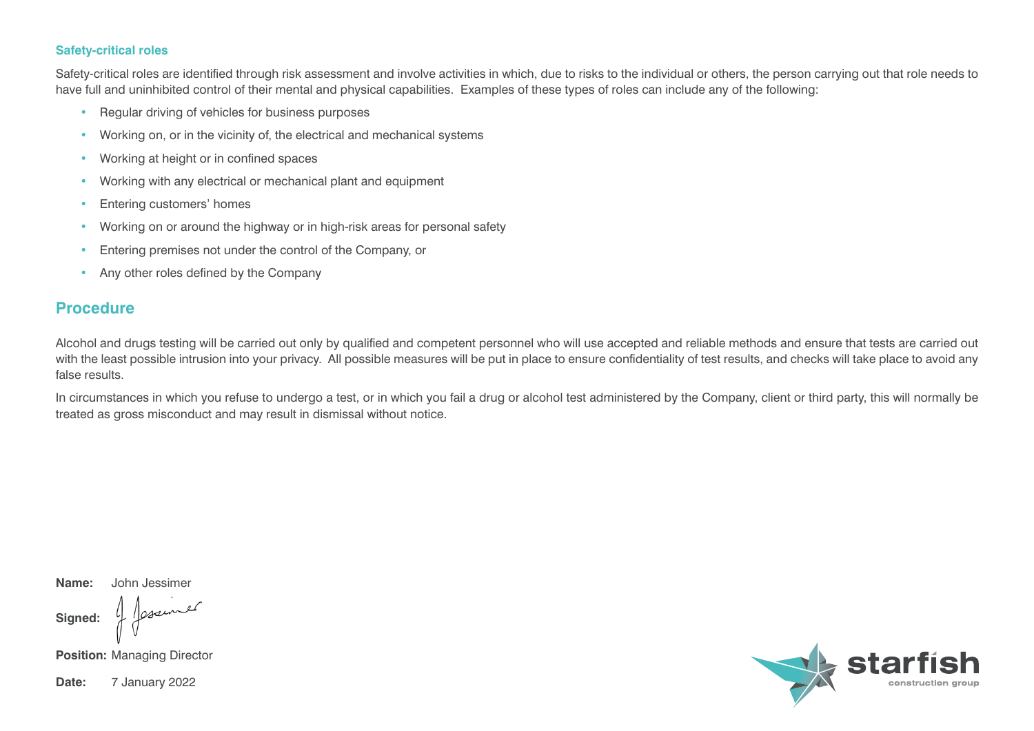### Safety-critical roles

Safety-critical roles are identified through risk assessment and involve activities in which, due to risks to the individual or others, the person carrying out that role needs to have full and uninhibited control of their mental and physical capabilities. Examples of these types of roles can include any of the following:

- Regular driving of vehicles for business purposes
- Working on, or in the vicinity of, the electrical and mechanical systems
- Working at height or in confined spaces
- Working with any electrical or mechanical plant and equipment
- Entering customers' homes
- Working on or around the highway or in high-risk areas for personal safety
- Entering premises not under the control of the Company, or
- Any other roles defined by the Company

## Procedure

Alcohol and drugs testing will be carried out only by qualified and competent personnel who will use accepted and reliable methods and ensure that tests are carried out with the least possible intrusion into your privacy. All possible measures will be put in place to ensure confidentiality of test results, and checks will take place to avoid any false results.

In circumstances in which you refuse to undergo a test, or in which you fail a drug or alcohol test administered by the Company, client or third party, this will normally be treated as gross misconduct and may result in dismissal without notice.

**Name:** John Jessimer

**Signed:** J Jessimer

**Position:** Managing Director

**Date:** 7 January 2022

starfish construction group